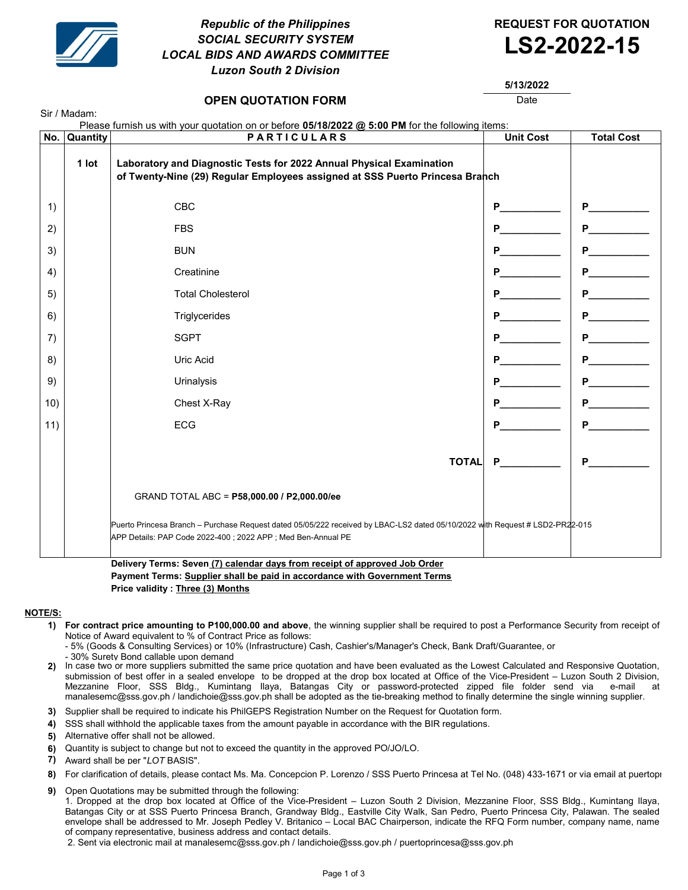**Republic of the Philippines**
***SOCIAL SECURITY SYSTEM***
***LOCAL BIDS AND AWARDS COMMITTEE***
***Luzon South 2 Division***

**REQUEST FOR QUOTATION**
# LS2-2022-15

**5/13/2022**
Date

## OPEN QUOTATION FORM

Sir / Madam:

Please furnish us with your quotation on or before **05/18/2022 @ 5:00 PM** for the following items:

| No. | Quantity | PARTICULARS | Unit Cost | Total Cost |
|---|---|---|---|---|
| | **1 lot** | **Laboratory and Diagnostic Tests for 2022 Annual Physical Examination of Twenty-Nine (29) Regular Employees assigned at SSS Puerto Princesa Branch** | | |
| 1) | | CBC | P__________ | P__________ |
| 2) | | FBS | P__________ | P__________ |
| 3) | | BUN | P__________ | P__________ |
| 4) | | Creatinine | P__________ | P__________ |
| 5) | | Total Cholesterol | P__________ | P__________ |
| 6) | | Triglycerides | P__________ | P__________ |
| 7) | | SGPT | P__________ | P__________ |
| 8) | | Uric Acid | P__________ | P__________ |
| 9) | | Urinalysis | P__________ | P__________ |
| 10) | | Chest X-Ray | P__________ | P__________ |
| 11) | | ECG | P__________ | P__________ |
| | | **TOTAL** | P__________ | P__________ |
| | | GRAND TOTAL ABC = **P58,000.00 / P2,000.00/ee** | | |
| | | Puerto Princesa Branch – Purchase Request dated 05/05/222 received by LBAC-LS2 dated 05/10/2022 with Request # LSD2-PR22-015<br>APP Details: PAP Code 2022-400 ; 2022 APP ; Med Ben-Annual PE | | |

**Delivery Terms: Seven (7) calendar days from receipt of approved Job Order**
**Payment Terms: Supplier shall be paid in accordance with Government Terms**
**Price validity : Three (3) Months**

**NOTE/S:**

1) **For contract price amounting to P100,000.00 and above**, the winning supplier shall be required to post a Performance Security from receipt of Notice of Award equivalent to % of Contract Price as follows:
   - 5% (Goods & Consulting Services) or 10% (Infrastructure) Cash, Cashier's/Manager's Check, Bank Draft/Guarantee, or
   - 30% Surety Bond callable upon demand
2) In case two or more suppliers submitted the same price quotation and have been evaluated as the Lowest Calculated and Responsive Quotation, submission of best offer in a sealed envelope to be dropped at the drop box located at Office of the Vice-President – Luzon South 2 Division, Mezzanine Floor, SSS Bldg., Kumintang Ilaya, Batangas City or password-protected zipped file folder send via e-mail at manalesemc@sss.gov.ph / landichoie@sss.gov.ph shall be adopted as the tie-breaking method to finally determine the single winning supplier.
3) Supplier shall be required to indicate his PhilGEPS Registration Number on the Request for Quotation form.
4) SSS shall withhold the applicable taxes from the amount payable in accordance with the BIR regulations.
5) Alternative offer shall not be allowed.
6) Quantity is subject to change but not to exceed the quantity in the approved PO/JO/LO.
7) Award shall be per "*LOT* BASIS".
8) For clarification of details, please contact Ms. Ma. Concepcion P. Lorenzo / SSS Puerto Princesa at Tel No. (048) 433-1671 or via email at puertopi
9) Open Quotations may be submitted through the following:
   1. Dropped at the drop box located at Office of the Vice-President – Luzon South 2 Division, Mezzanine Floor, SSS Bldg., Kumintang Ilaya, Batangas City or at SSS Puerto Princesa Branch, Grandway Bldg., Eastville City Walk, San Pedro, Puerto Princesa City, Palawan. The sealed envelope shall be addressed to Mr. Joseph Pedley V. Britanico – Local BAC Chairperson, indicate the RFQ Form number, company name, name of company representative, business address and contact details.
   2. Sent via electronic mail at manalesemc@sss.gov.ph / landichoie@sss.gov.ph / puertoprincesa@sss.gov.ph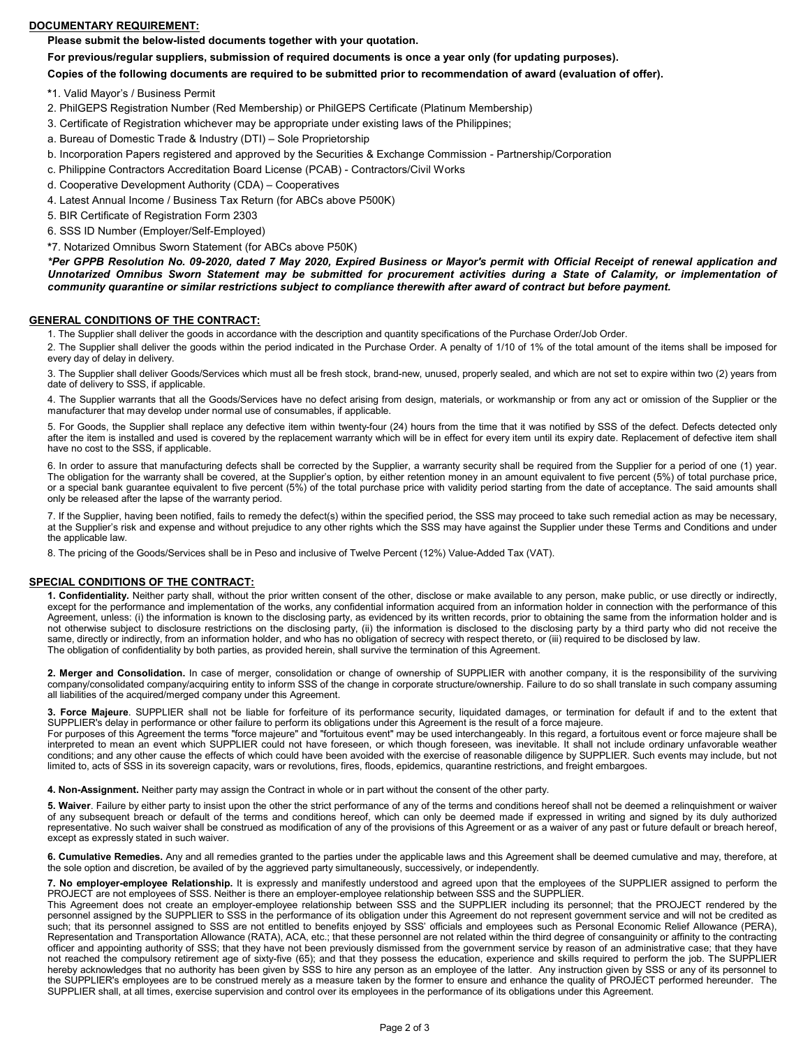## DOCUMENTARY REQUIREMENT:

**Please submit the below-listed documents together with your quotation.**

**For previous/regular suppliers, submission of required documents is once a year only (for updating purposes).**

**Copies of the following documents are required to be submitted prior to recommendation of award (evaluation of offer).**

*1. Valid Mayor's / Business Permit

2. PhilGEPS Registration Number (Red Membership) or PhilGEPS Certificate (Platinum Membership)

3. Certificate of Registration whichever may be appropriate under existing laws of the Philippines;

a. Bureau of Domestic Trade & Industry (DTI) – Sole Proprietorship

b. Incorporation Papers registered and approved by the Securities & Exchange Commission - Partnership/Corporation

c. Philippine Contractors Accreditation Board License (PCAB) - Contractors/Civil Works

d. Cooperative Development Authority (CDA) – Cooperatives

4. Latest Annual Income / Business Tax Return (for ABCs above P500K)

5. BIR Certificate of Registration Form 2303

6. SSS ID Number (Employer/Self-Employed)

*7. Notarized Omnibus Sworn Statement (for ABCs above P50K)

***Per GPPB Resolution No. 09-2020, dated 7 May 2020, Expired Business or Mayor's permit with Official Receipt of renewal application and Unnotarized Omnibus Sworn Statement may be submitted for procurement activities during a State of Calamity, or implementation of community quarantine or similar restrictions subject to compliance therewith after award of contract but before payment.***

## GENERAL CONDITIONS OF THE CONTRACT:

1. The Supplier shall deliver the goods in accordance with the description and quantity specifications of the Purchase Order/Job Order.

2. The Supplier shall deliver the goods within the period indicated in the Purchase Order. A penalty of 1/10 of 1% of the total amount of the items shall be imposed for every day of delay in delivery.

3. The Supplier shall deliver Goods/Services which must all be fresh stock, brand-new, unused, properly sealed, and which are not set to expire within two (2) years from date of delivery to SSS, if applicable.

4. The Supplier warrants that all the Goods/Services have no defect arising from design, materials, or workmanship or from any act or omission of the Supplier or the manufacturer that may develop under normal use of consumables, if applicable.

5. For Goods, the Supplier shall replace any defective item within twenty-four (24) hours from the time that it was notified by SSS of the defect. Defects detected only after the item is installed and used is covered by the replacement warranty which will be in effect for every item until its expiry date. Replacement of defective item shall have no cost to the SSS, if applicable.

6. In order to assure that manufacturing defects shall be corrected by the Supplier, a warranty security shall be required from the Supplier for a period of one (1) year. The obligation for the warranty shall be covered, at the Supplier's option, by either retention money in an amount equivalent to five percent (5%) of total purchase price, or a special bank guarantee equivalent to five percent (5%) of the total purchase price with validity period starting from the date of acceptance. The said amounts shall only be released after the lapse of the warranty period.

7. If the Supplier, having been notified, fails to remedy the defect(s) within the specified period, the SSS may proceed to take such remedial action as may be necessary, at the Supplier's risk and expense and without prejudice to any other rights which the SSS may have against the Supplier under these Terms and Conditions and under the applicable law.

8. The pricing of the Goods/Services shall be in Peso and inclusive of Twelve Percent (12%) Value-Added Tax (VAT).

## SPECIAL CONDITIONS OF THE CONTRACT:

**1. Confidentiality.** Neither party shall, without the prior written consent of the other, disclose or make available to any person, make public, or use directly or indirectly, except for the performance and implementation of the works, any confidential information acquired from an information holder in connection with the performance of this Agreement, unless: (i) the information is known to the disclosing party, as evidenced by its written records, prior to obtaining the same from the information holder and is not otherwise subject to disclosure restrictions on the disclosing party, (ii) the information is disclosed to the disclosing party by a third party who did not receive the same, directly or indirectly, from an information holder, and who has no obligation of secrecy with respect thereto, or (iii) required to be disclosed by law.
The obligation of confidentiality by both parties, as provided herein, shall survive the termination of this Agreement.

**2. Merger and Consolidation.** In case of merger, consolidation or change of ownership of SUPPLIER with another company, it is the responsibility of the surviving company/consolidated company/acquiring entity to inform SSS of the change in corporate structure/ownership. Failure to do so shall translate in such company assuming all liabilities of the acquired/merged company under this Agreement.

**3. Force Majeure**. SUPPLIER shall not be liable for forfeiture of its performance security, liquidated damages, or termination for default if and to the extent that SUPPLIER's delay in performance or other failure to perform its obligations under this Agreement is the result of a force majeure.
For purposes of this Agreement the terms "force majeure" and "fortuitous event" may be used interchangeably. In this regard, a fortuitous event or force majeure shall be interpreted to mean an event which SUPPLIER could not have foreseen, or which though foreseen, was inevitable. It shall not include ordinary unfavorable weather conditions; and any other cause the effects of which could have been avoided with the exercise of reasonable diligence by SUPPLIER. Such events may include, but not limited to, acts of SSS in its sovereign capacity, wars or revolutions, fires, floods, epidemics, quarantine restrictions, and freight embargoes.

**4. Non-Assignment.** Neither party may assign the Contract in whole or in part without the consent of the other party.

**5. Waiver**. Failure by either party to insist upon the other the strict performance of any of the terms and conditions hereof shall not be deemed a relinquishment or waiver of any subsequent breach or default of the terms and conditions hereof, which can only be deemed made if expressed in writing and signed by its duly authorized representative. No such waiver shall be construed as modification of any of the provisions of this Agreement or as a waiver of any past or future default or breach hereof, except as expressly stated in such waiver.

**6. Cumulative Remedies.** Any and all remedies granted to the parties under the applicable laws and this Agreement shall be deemed cumulative and may, therefore, at the sole option and discretion, be availed of by the aggrieved party simultaneously, successively, or independently.

**7. No employer-employee Relationship.** It is expressly and manifestly understood and agreed upon that the employees of the SUPPLIER assigned to perform the PROJECT are not employees of SSS. Neither is there an employer-employee relationship between SSS and the SUPPLIER.
This Agreement does not create an employer-employee relationship between SSS and the SUPPLIER including its personnel; that the PROJECT rendered by the personnel assigned by the SUPPLIER to SSS in the performance of its obligation under this Agreement do not represent government service and will not be credited as such; that its personnel assigned to SSS are not entitled to benefits enjoyed by SSS' officials and employees such as Personal Economic Relief Allowance (PERA), Representation and Transportation Allowance (RATA), ACA, etc.; that these personnel are not related within the third degree of consanguinity or affinity to the contracting officer and appointing authority of SSS; that they have not been previously dismissed from the government service by reason of an administrative case; that they have not reached the compulsory retirement age of sixty-five (65); and that they possess the education, experience and skills required to perform the job. The SUPPLIER hereby acknowledges that no authority has been given by SSS to hire any person as an employee of the latter. Any instruction given by SSS or any of its personnel to the SUPPLIER's employees are to be construed merely as a measure taken by the former to ensure and enhance the quality of PROJECT performed hereunder. The SUPPLIER shall, at all times, exercise supervision and control over its employees in the performance of its obligations under this Agreement.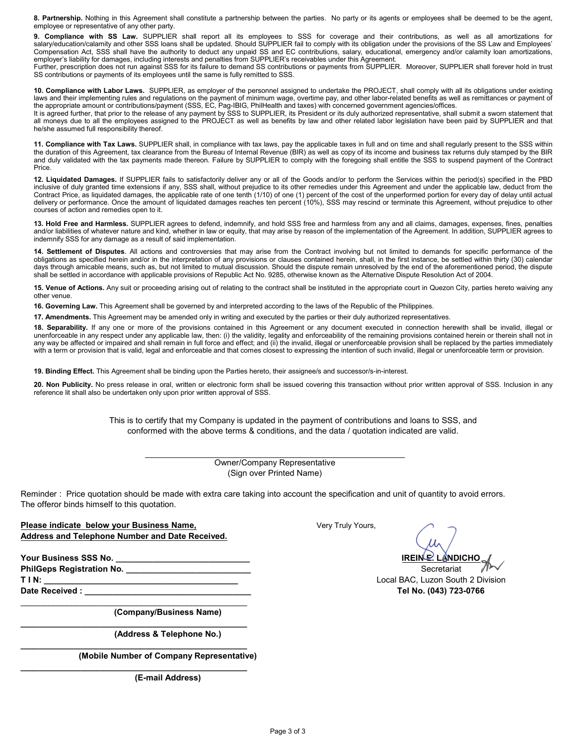**8. Partnership.** Nothing in this Agreement shall constitute a partnership between the parties. No party or its agents or employees shall be deemed to be the agent, employee or representative of any other party.

**9. Compliance with SS Law.** SUPPLIER shall report all its employees to SSS for coverage and their contributions, as well as all amortizations for salary/education/calamity and other SSS loans shall be updated. Should SUPPLIER fail to comply with its obligation under the provisions of the SS Law and Employees' Compensation Act, SSS shall have the authority to deduct any unpaid SS and EC contributions, salary, educational, emergency and/or calamity loan amortizations, employer's liability for damages, including interests and penalties from SUPPLIER's receivables under this Agreement.
Further, prescription does not run against SSS for its failure to demand SS contributions or payments from SUPPLIER. Moreover, SUPPLIER shall forever hold in trust SS contributions or payments of its employees until the same is fully remitted to SSS.

**10. Compliance with Labor Laws.** SUPPLIER, as employer of the personnel assigned to undertake the PROJECT, shall comply with all its obligations under existing laws and their implementing rules and regulations on the payment of minimum wage, overtime pay, and other labor-related benefits as well as remittances or payment of the appropriate amount or contributions/payment (SSS, EC, Pag-IBIG, PhilHealth and taxes) with concerned government agencies/offices.
It is agreed further, that prior to the release of any payment by SSS to SUPPLIER, its President or its duly authorized representative, shall submit a sworn statement that all moneys due to all the employees assigned to the PROJECT as well as benefits by law and other related labor legislation have been paid by SUPPLIER and that he/she assumed full responsibility thereof.

**11. Compliance with Tax Laws.** SUPPLIER shall, in compliance with tax laws, pay the applicable taxes in full and on time and shall regularly present to the SSS within the duration of this Agreement, tax clearance from the Bureau of Internal Revenue (BIR) as well as copy of its income and business tax returns duly stamped by the BIR and duly validated with the tax payments made thereon. Failure by SUPPLIER to comply with the foregoing shall entitle the SSS to suspend payment of the Contract Price.

**12. Liquidated Damages.** If SUPPLIER fails to satisfactorily deliver any or all of the Goods and/or to perform the Services within the period(s) specified in the PBD inclusive of duly granted time extensions if any, SSS shall, without prejudice to its other remedies under this Agreement and under the applicable law, deduct from the Contract Price, as liquidated damages, the applicable rate of one tenth (1/10) of one (1) percent of the cost of the unperformed portion for every day of delay until actual delivery or performance. Once the amount of liquidated damages reaches ten percent (10%), SSS may rescind or terminate this Agreement, without prejudice to other courses of action and remedies open to it.

**13. Hold Free and Harmless.** SUPPLIER agrees to defend, indemnify, and hold SSS free and harmless from any and all claims, damages, expenses, fines, penalties and/or liabilities of whatever nature and kind, whether in law or equity, that may arise by reason of the implementation of the Agreement. In addition, SUPPLIER agrees to indemnify SSS for any damage as a result of said implementation.

**14. Settlement of Disputes**. All actions and controversies that may arise from the Contract involving but not limited to demands for specific performance of the obligations as specified herein and/or in the interpretation of any provisions or clauses contained herein, shall, in the first instance, be settled within thirty (30) calendar days through amicable means, such as, but not limited to mutual discussion. Should the dispute remain unresolved by the end of the aforementioned period, the dispute shall be settled in accordance with applicable provisions of Republic Act No. 9285, otherwise known as the Alternative Dispute Resolution Act of 2004.

**15. Venue of Actions.** Any suit or proceeding arising out of relating to the contract shall be instituted in the appropriate court in Quezon City, parties hereto waiving any other venue.

**16. Governing Law.** This Agreement shall be governed by and interpreted according to the laws of the Republic of the Philippines.

**17. Amendments.** This Agreement may be amended only in writing and executed by the parties or their duly authorized representatives.

**18. Separability.** If any one or more of the provisions contained in this Agreement or any document executed in connection herewith shall be invalid, illegal or unenforceable in any respect under any applicable law, then: (i) the validity, legality and enforceability of the remaining provisions contained herein or therein shall not in any way be affected or impaired and shall remain in full force and effect; and (ii) the invalid, illegal or unenforceable provision shall be replaced by the parties immediately with a term or provision that is valid, legal and enforceable and that comes closest to expressing the intention of such invalid, illegal or unenforceable term or provision.

**19. Binding Effect.** This Agreement shall be binding upon the Parties hereto, their assignee/s and successor/s-in-interest.

**20. Non Publicity.** No press release in oral, written or electronic form shall be issued covering this transaction without prior written approval of SSS. Inclusion in any reference lit shall also be undertaken only upon prior written approval of SSS.

This is to certify that my Company is updated in the payment of contributions and loans to SSS, and conformed with the above terms & conditions, and the data / quotation indicated are valid.

\_\_\_\_\_\_\_\_\_\_\_\_\_\_\_\_\_\_\_\_\_\_\_\_\_\_\_\_\_\_\_\_\_\_\_\_\_\_\_\_
Owner/Company Representative
(Sign over Printed Name)

Reminder : Price quotation should be made with extra care taking into account the specification and unit of quantity to avoid errors. The offeror binds himself to this quotation.

**Please indicate below your Business Name, Address and Telephone Number and Date Received.**

**Your Business SSS No.** \_\_\_\_\_\_\_\_\_\_\_\_\_\_\_\_\_\_\_\_\_\_\_\_

**PhilGeps Registration No.** \_\_\_\_\_\_\_\_\_\_\_\_\_\_\_\_\_\_\_\_\_\_\_\_

**T I N:** \_\_\_\_\_\_\_\_\_\_\_\_\_\_\_\_\_\_\_\_\_\_\_\_\_\_\_\_\_\_\_\_\_\_\_\_

**Date Received :** \_\_\_\_\_\_\_\_\_\_\_\_\_\_\_\_\_\_\_\_\_\_\_\_\_\_\_\_\_\_\_\_

\_\_\_\_\_\_\_\_\_\_\_\_\_\_\_\_\_\_\_\_\_\_\_\_\_\_\_\_\_\_\_\_\_\_\_\_\_\_\_\_
**(Company/Business Name)**

\_\_\_\_\_\_\_\_\_\_\_\_\_\_\_\_\_\_\_\_\_\_\_\_\_\_\_\_\_\_\_\_\_\_\_\_\_\_\_\_
**(Address & Telephone No.)**

\_\_\_\_\_\_\_\_\_\_\_\_\_\_\_\_\_\_\_\_\_\_\_\_\_\_\_\_\_\_\_\_\_\_\_\_\_\_\_\_
**(Mobile Number of Company Representative)**

\_\_\_\_\_\_\_\_\_\_\_\_\_\_\_\_\_\_\_\_\_\_\_\_\_\_\_\_\_\_\_\_\_\_\_\_\_\_\_\_
**(E-mail Address)**

Very Truly Yours,

**IREIN E. LANDICHO**
Secretariat
Local BAC, Luzon South 2 Division
**Tel No. (043) 723-0766**